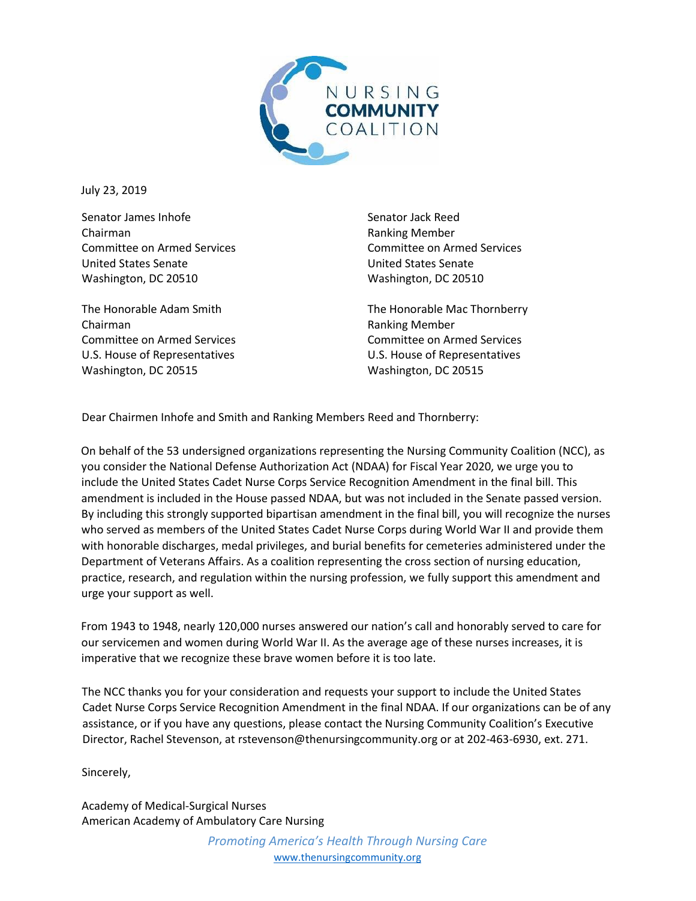NURSING **COMMUNITY** COALITION

July 23, 2019

Senator James Inhofe
Chairman
Committee on Armed Services
United States Senate
Washington, DC 20510

Senator Jack Reed
Ranking Member
Committee on Armed Services
United States Senate
Washington, DC 20510

The Honorable Adam Smith
Chairman
Committee on Armed Services
U.S. House of Representatives
Washington, DC 20515

The Honorable Mac Thornberry
Ranking Member
Committee on Armed Services
U.S. House of Representatives
Washington, DC 20515

Dear Chairmen Inhofe and Smith and Ranking Members Reed and Thornberry:

On behalf of the 53 undersigned organizations representing the Nursing Community Coalition (NCC), as you consider the National Defense Authorization Act (NDAA) for Fiscal Year 2020, we urge you to include the United States Cadet Nurse Corps Service Recognition Amendment in the final bill. This amendment is included in the House passed NDAA, but was not included in the Senate passed version. By including this strongly supported bipartisan amendment in the final bill, you will recognize the nurses who served as members of the United States Cadet Nurse Corps during World War II and provide them with honorable discharges, medal privileges, and burial benefits for cemeteries administered under the Department of Veterans Affairs. As a coalition representing the cross section of nursing education, practice, research, and regulation within the nursing profession, we fully support this amendment and urge your support as well.

From 1943 to 1948, nearly 120,000 nurses answered our nation's call and honorably served to care for our servicemen and women during World War II. As the average age of these nurses increases, it is imperative that we recognize these brave women before it is too late.

The NCC thanks you for your consideration and requests your support to include the United States Cadet Nurse Corps Service Recognition Amendment in the final NDAA. If our organizations can be of any assistance, or if you have any questions, please contact the Nursing Community Coalition's Executive Director, Rachel Stevenson, at rstevenson@thenursingcommunity.org or at 202-463-6930, ext. 271.

Sincerely,

Academy of Medical-Surgical Nurses
American Academy of Ambulatory Care Nursing

*Promoting America's Health Through Nursing Care*
www.thenursingcommunity.org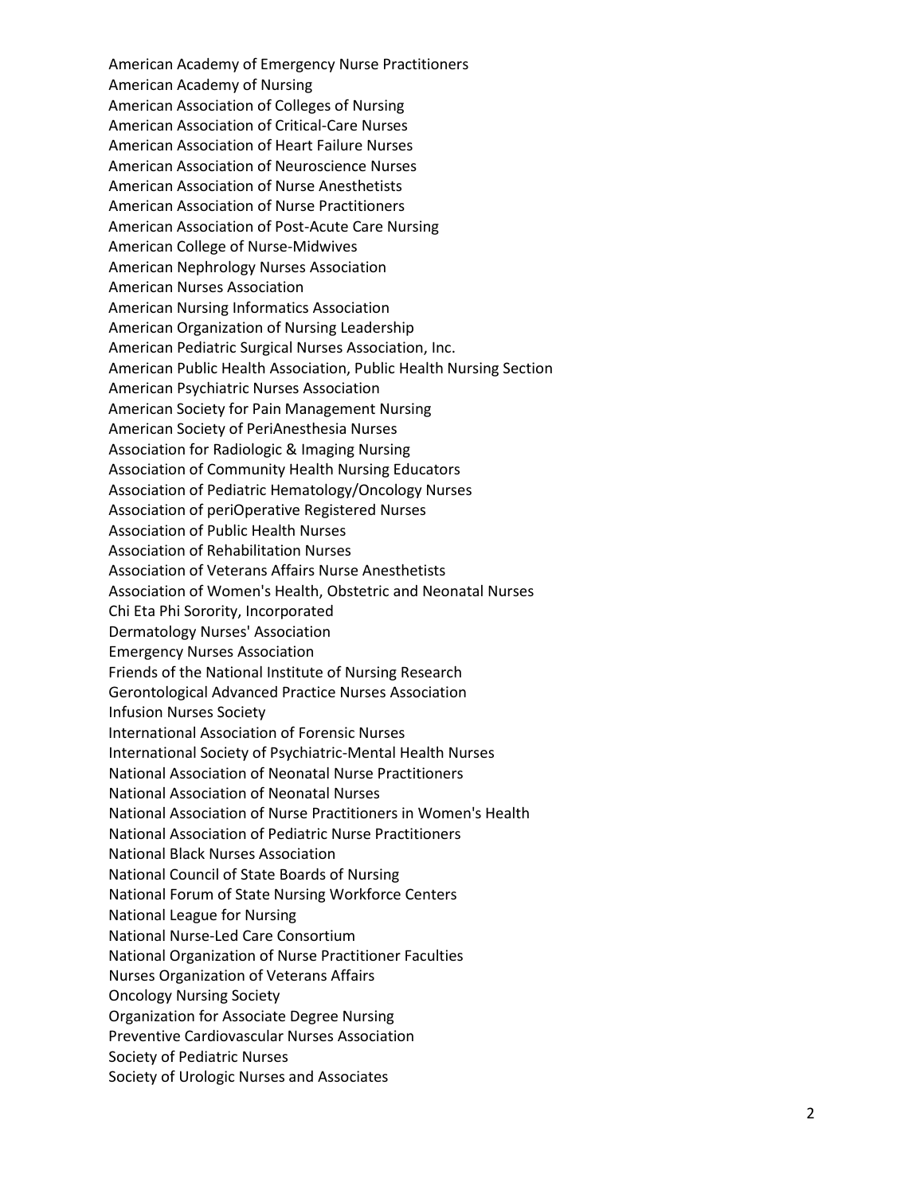American Academy of Emergency Nurse Practitioners
American Academy of Nursing
American Association of Colleges of Nursing
American Association of Critical-Care Nurses
American Association of Heart Failure Nurses
American Association of Neuroscience Nurses
American Association of Nurse Anesthetists
American Association of Nurse Practitioners
American Association of Post-Acute Care Nursing
American College of Nurse-Midwives
American Nephrology Nurses Association
American Nurses Association
American Nursing Informatics Association
American Organization of Nursing Leadership
American Pediatric Surgical Nurses Association, Inc.
American Public Health Association, Public Health Nursing Section
American Psychiatric Nurses Association
American Society for Pain Management Nursing
American Society of PeriAnesthesia Nurses
Association for Radiologic & Imaging Nursing
Association of Community Health Nursing Educators
Association of Pediatric Hematology/Oncology Nurses
Association of periOperative Registered Nurses
Association of Public Health Nurses
Association of Rehabilitation Nurses
Association of Veterans Affairs Nurse Anesthetists
Association of Women's Health, Obstetric and Neonatal Nurses
Chi Eta Phi Sorority, Incorporated
Dermatology Nurses' Association
Emergency Nurses Association
Friends of the National Institute of Nursing Research
Gerontological Advanced Practice Nurses Association
Infusion Nurses Society
International Association of Forensic Nurses
International Society of Psychiatric-Mental Health Nurses
National Association of Neonatal Nurse Practitioners
National Association of Neonatal Nurses
National Association of Nurse Practitioners in Women's Health
National Association of Pediatric Nurse Practitioners
National Black Nurses Association
National Council of State Boards of Nursing
National Forum of State Nursing Workforce Centers
National League for Nursing
National Nurse-Led Care Consortium
National Organization of Nurse Practitioner Faculties
Nurses Organization of Veterans Affairs
Oncology Nursing Society
Organization for Associate Degree Nursing
Preventive Cardiovascular Nurses Association
Society of Pediatric Nurses
Society of Urologic Nurses and Associates